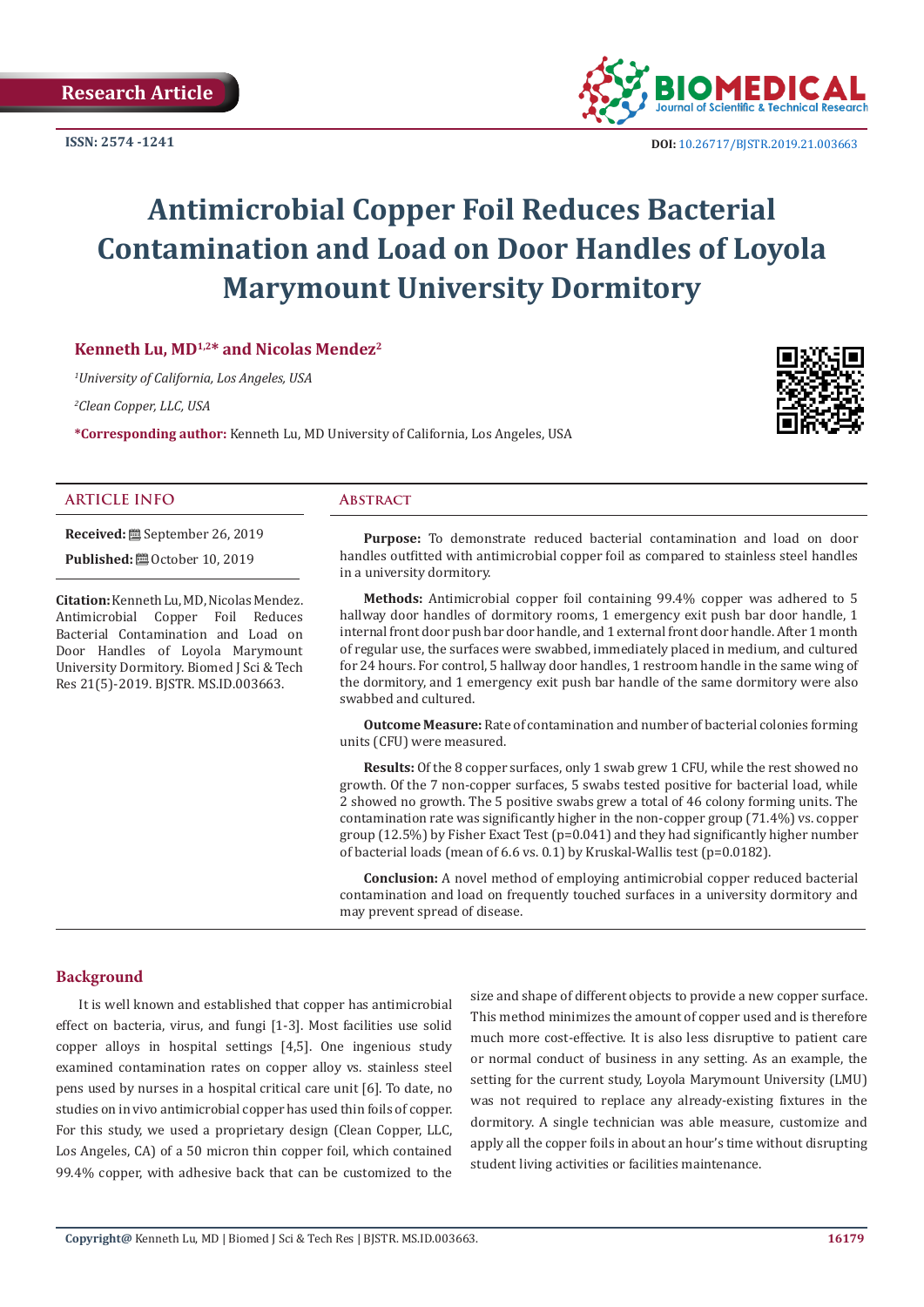Research Article

ISSN: 2574 -1241

DOI: 10.26717/BJSTR.2019.21.003663

# Antimicrobial Copper Foil Reduces Bacterial Contamination and Load on Door Handles of Loyola Marymount University Dormitory

**Kenneth Lu, MD[1,2]* and Nicolas Mendez[2]**

[1]*University of California, Los Angeles, USA*

[2]*Clean Copper, LLC, USA*

***Corresponding author:** Kenneth Lu, MD University of California, Los Angeles, USA

## ARTICLE INFO

**Received:** September 26, 2019

**Published:** October 10, 2019

**Citation:** Kenneth Lu, MD, Nicolas Mendez. Antimicrobial Copper Foil Reduces Bacterial Contamination and Load on Door Handles of Loyola Marymount University Dormitory. Biomed J Sci & Tech Res 21(5)-2019. BJSTR. MS.ID.003663.

## Abstract

**Purpose:** To demonstrate reduced bacterial contamination and load on door handles outfitted with antimicrobial copper foil as compared to stainless steel handles in a university dormitory.

**Methods:** Antimicrobial copper foil containing 99.4% copper was adhered to 5 hallway door handles of dormitory rooms, 1 emergency exit push bar door handle, 1 internal front door push bar door handle, and 1 external front door handle. After 1 month of regular use, the surfaces were swabbed, immediately placed in medium, and cultured for 24 hours. For control, 5 hallway door handles, 1 restroom handle in the same wing of the dormitory, and 1 emergency exit push bar handle of the same dormitory were also swabbed and cultured.

**Outcome Measure:** Rate of contamination and number of bacterial colonies forming units (CFU) were measured.

**Results:** Of the 8 copper surfaces, only 1 swab grew 1 CFU, while the rest showed no growth. Of the 7 non-copper surfaces, 5 swabs tested positive for bacterial load, while 2 showed no growth. The 5 positive swabs grew a total of 46 colony forming units. The contamination rate was significantly higher in the non-copper group (71.4%) vs. copper group (12.5%) by Fisher Exact Test ($p=0.041$) and they had significantly higher number of bacterial loads (mean of 6.6 vs. 0.1) by Kruskal-Wallis test ($p=0.0182$).

**Conclusion:** A novel method of employing antimicrobial copper reduced bacterial contamination and load on frequently touched surfaces in a university dormitory and may prevent spread of disease.

## Background

It is well known and established that copper has antimicrobial effect on bacteria, virus, and fungi [1-3]. Most facilities use solid copper alloys in hospital settings [4,5]. One ingenious study examined contamination rates on copper alloy vs. stainless steel pens used by nurses in a hospital critical care unit [6]. To date, no studies on in vivo antimicrobial copper has used thin foils of copper. For this study, we used a proprietary design (Clean Copper, LLC, Los Angeles, CA) of a 50 micron thin copper foil, which contained 99.4% copper, with adhesive back that can be customized to the size and shape of different objects to provide a new copper surface. This method minimizes the amount of copper used and is therefore much more cost-effective. It is also less disruptive to patient care or normal conduct of business in any setting. As an example, the setting for the current study, Loyola Marymount University (LMU) was not required to replace any already-existing fixtures in the dormitory. A single technician was able measure, customize and apply all the copper foils in about an hour's time without disrupting student living activities or facilities maintenance.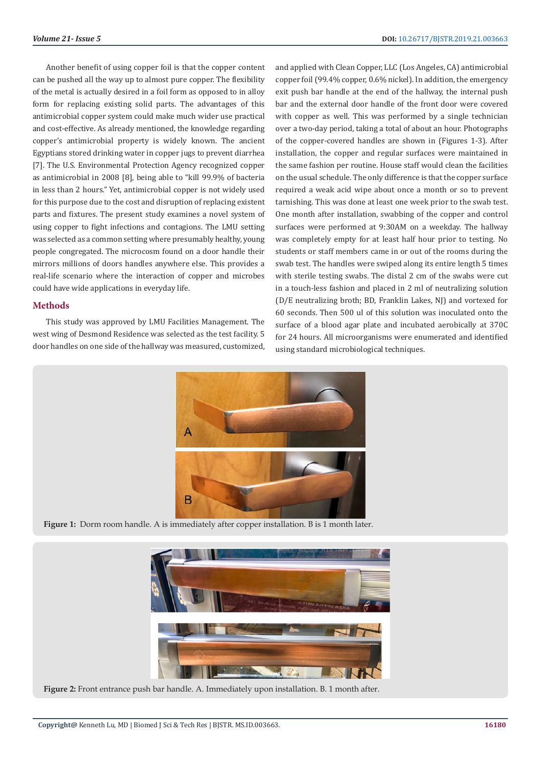Another benefit of using copper foil is that the copper content can be pushed all the way up to almost pure copper. The flexibility of the metal is actually desired in a foil form as opposed to in alloy form for replacing existing solid parts. The advantages of this antimicrobial copper system could make much wider use practical and cost-effective. As already mentioned, the knowledge regarding copper's antimicrobial property is widely known. The ancient Egyptians stored drinking water in copper jugs to prevent diarrhea [7]. The U.S. Environmental Protection Agency recognized copper as antimicrobial in 2008 [8], being able to "kill 99.9% of bacteria in less than 2 hours." Yet, antimicrobial copper is not widely used for this purpose due to the cost and disruption of replacing existent parts and fixtures. The present study examines a novel system of using copper to fight infections and contagions. The LMU setting was selected as a common setting where presumably healthy, young people congregated. The microcosm found on a door handle their mirrors millions of doors handles anywhere else. This provides a real-life scenario where the interaction of copper and microbes could have wide applications in everyday life.

## Methods

This study was approved by LMU Facilities Management. The west wing of Desmond Residence was selected as the test facility. 5 door handles on one side of the hallway was measured, customized, and applied with Clean Copper, LLC (Los Angeles, CA) antimicrobial copper foil (99.4% copper, 0.6% nickel). In addition, the emergency exit push bar handle at the end of the hallway, the internal push bar and the external door handle for the front door were covered with copper as well. This was performed by a single technician over a two-day period, taking a total of about an hour. Photographs of the copper-covered handles are shown in (Figures 1-3). After installation, the copper and regular surfaces were maintained in the same fashion per routine. House staff would clean the facilities on the usual schedule. The only difference is that the copper surface required a weak acid wipe about once a month or so to prevent tarnishing. This was done at least one week prior to the swab test. One month after installation, swabbing of the copper and control surfaces were performed at 9:30AM on a weekday. The hallway was completely empty for at least half hour prior to testing. No students or staff members came in or out of the rooms during the swab test. The handles were swiped along its entire length 5 times with sterile testing swabs. The distal 2 cm of the swabs were cut in a touch-less fashion and placed in 2 ml of neutralizing solution (D/E neutralizing broth; BD, Franklin Lakes, NJ) and vortexed for 60 seconds. Then 500 ul of this solution was inoculated onto the surface of a blood agar plate and incubated aerobically at 370C for 24 hours. All microorganisms were enumerated and identified using standard microbiological techniques.

**Figure 1:** Dorm room handle. A is immediately after copper installation. B is 1 month later.

**Figure 2:** Front entrance push bar handle. A. Immediately upon installation. B. 1 month after.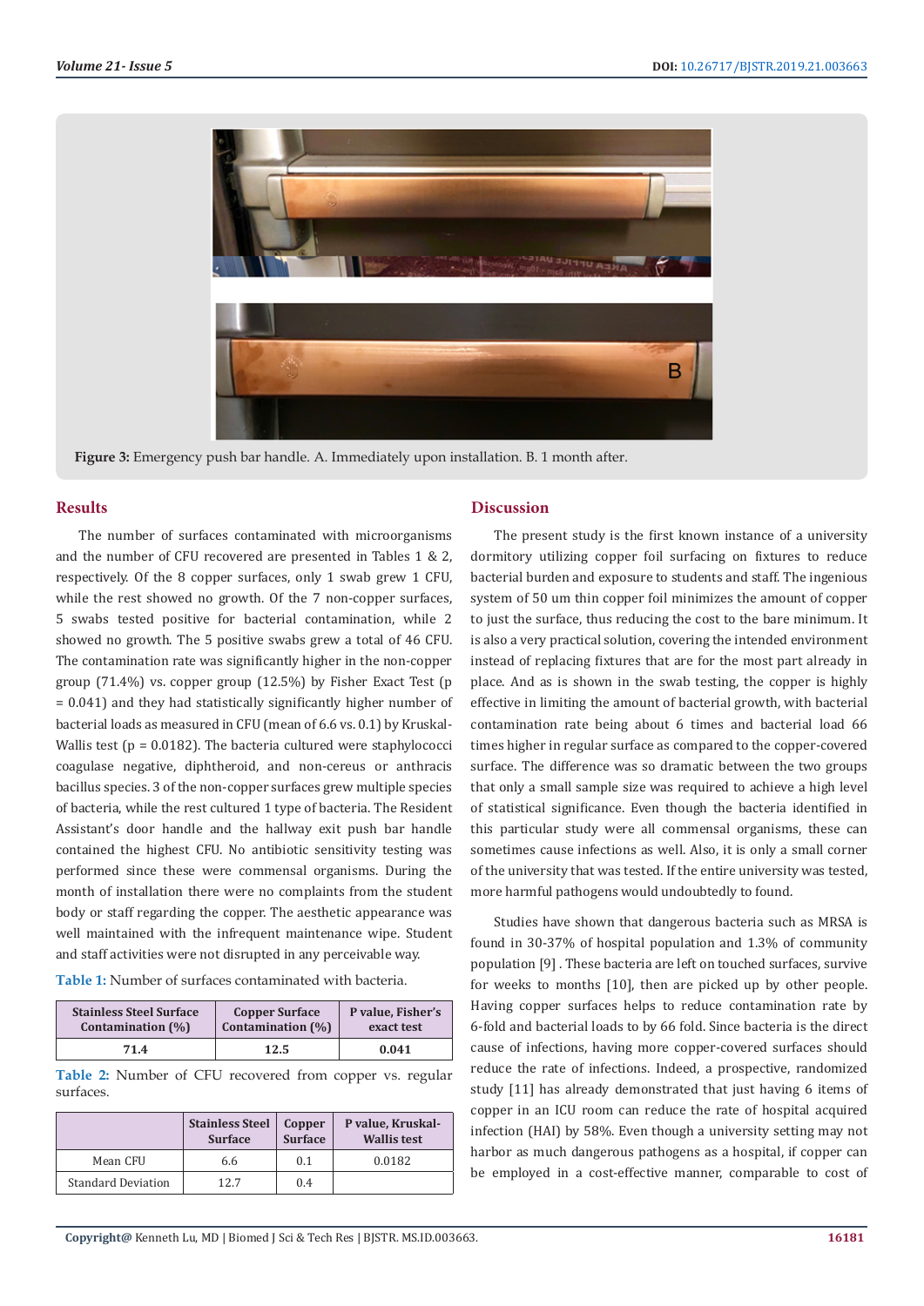**Figure 3:** Emergency push bar handle. A. Immediately upon installation. B. 1 month after.

## Results

The number of surfaces contaminated with microorganisms and the number of CFU recovered are presented in Tables 1 & 2, respectively. Of the 8 copper surfaces, only 1 swab grew 1 CFU, while the rest showed no growth. Of the 7 non-copper surfaces, 5 swabs tested positive for bacterial contamination, while 2 showed no growth. The 5 positive swabs grew a total of 46 CFU. The contamination rate was significantly higher in the non-copper group (71.4%) vs. copper group (12.5%) by Fisher Exact Test (p = 0.041) and they had statistically significantly higher number of bacterial loads as measured in CFU (mean of 6.6 vs. 0.1) by Kruskal-Wallis test (p = 0.0182). The bacteria cultured were staphylococci coagulase negative, diphtheroid, and non-cereus or anthracis bacillus species. 3 of the non-copper surfaces grew multiple species of bacteria, while the rest cultured 1 type of bacteria. The Resident Assistant's door handle and the hallway exit push bar handle contained the highest CFU. No antibiotic sensitivity testing was performed since these were commensal organisms. During the month of installation there were no complaints from the student body or staff regarding the copper. The aesthetic appearance was well maintained with the infrequent maintenance wipe. Student and staff activities were not disrupted in any perceivable way.

**Table 1:** Number of surfaces contaminated with bacteria.

| Stainless Steel Surface Contamination (%) | Copper Surface Contamination (%) | P value, Fisher's exact test |
|---|---|---|
| 71.4 | 12.5 | 0.041 |

**Table 2:** Number of CFU recovered from copper vs. regular surfaces.

| | Stainless Steel Surface | Copper Surface | P value, Kruskal-Wallis test |
|---|---|---|---|
| Mean CFU | 6.6 | 0.1 | 0.0182 |
| Standard Deviation | 12.7 | 0.4 | |

## Discussion

The present study is the first known instance of a university dormitory utilizing copper foil surfacing on fixtures to reduce bacterial burden and exposure to students and staff. The ingenious system of 50 um thin copper foil minimizes the amount of copper to just the surface, thus reducing the cost to the bare minimum. It is also a very practical solution, covering the intended environment instead of replacing fixtures that are for the most part already in place. And as is shown in the swab testing, the copper is highly effective in limiting the amount of bacterial growth, with bacterial contamination rate being about 6 times and bacterial load 66 times higher in regular surface as compared to the copper-covered surface. The difference was so dramatic between the two groups that only a small sample size was required to achieve a high level of statistical significance. Even though the bacteria identified in this particular study were all commensal organisms, these can sometimes cause infections as well. Also, it is only a small corner of the university that was tested. If the entire university was tested, more harmful pathogens would undoubtedly to found.

Studies have shown that dangerous bacteria such as MRSA is found in 30-37% of hospital population and 1.3% of community population [9] . These bacteria are left on touched surfaces, survive for weeks to months [10], then are picked up by other people. Having copper surfaces helps to reduce contamination rate by 6-fold and bacterial loads to by 66 fold. Since bacteria is the direct cause of infections, having more copper-covered surfaces should reduce the rate of infections. Indeed, a prospective, randomized study [11] has already demonstrated that just having 6 items of copper in an ICU room can reduce the rate of hospital acquired infection (HAI) by 58%. Even though a university setting may not harbor as much dangerous pathogens as a hospital, if copper can be employed in a cost-effective manner, comparable to cost of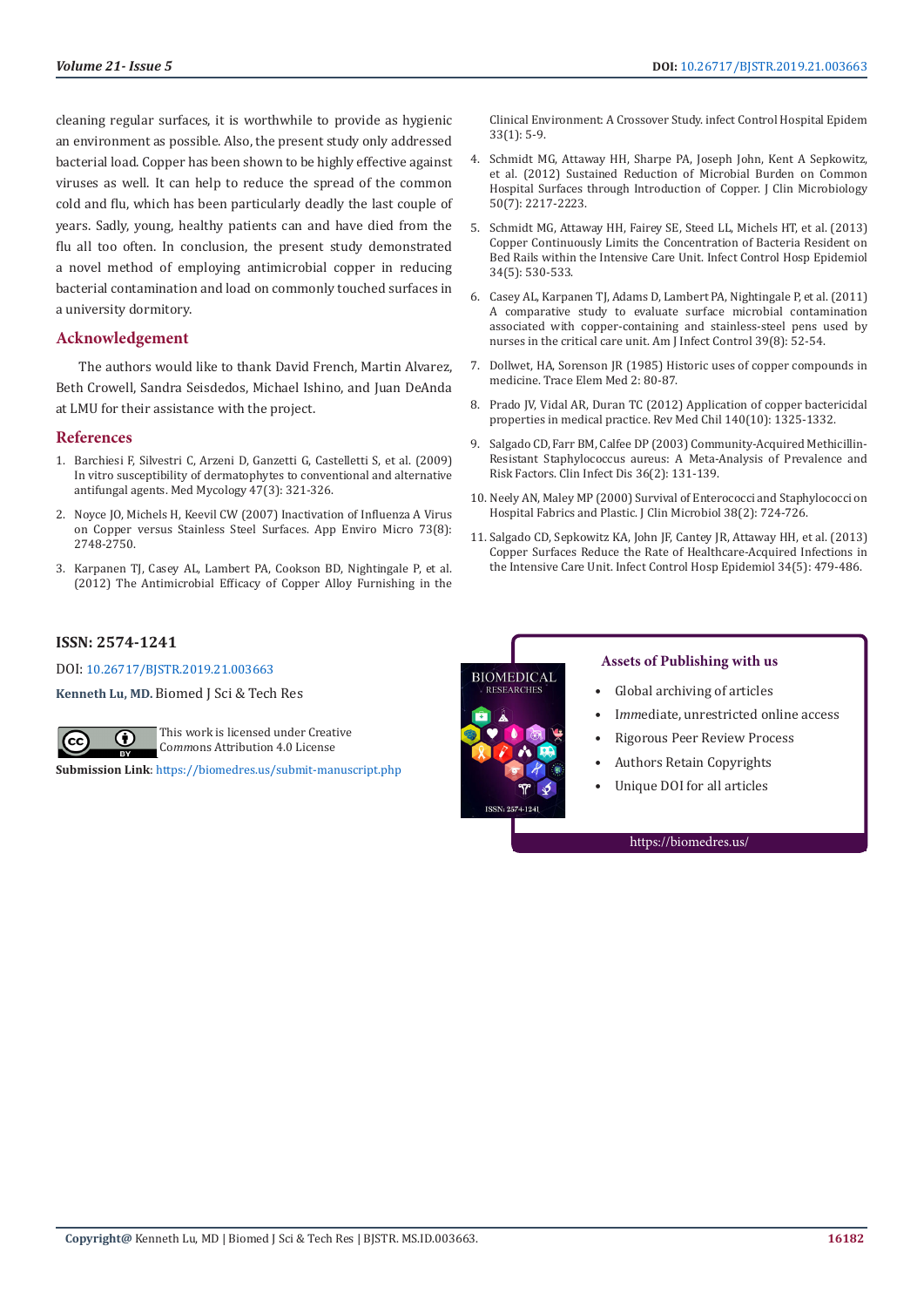cleaning regular surfaces, it is worthwhile to provide as hygienic an environment as possible. Also, the present study only addressed bacterial load. Copper has been shown to be highly effective against viruses as well. It can help to reduce the spread of the common cold and flu, which has been particularly deadly the last couple of years. Sadly, young, healthy patients can and have died from the flu all too often. In conclusion, the present study demonstrated a novel method of employing antimicrobial copper in reducing bacterial contamination and load on commonly touched surfaces in a university dormitory.

## Acknowledgement

The authors would like to thank David French, Martin Alvarez, Beth Crowell, Sandra Seisdedos, Michael Ishino, and Juan DeAnda at LMU for their assistance with the project.

## References

1. Barchiesi F, Silvestri C, Arzeni D, Ganzetti G, Castelletti S, et al. (2009) In vitro susceptibility of dermatophytes to conventional and alternative antifungal agents. Med Mycology 47(3): 321-326.
2. Noyce JO, Michels H, Keevil CW (2007) Inactivation of Influenza A Virus on Copper versus Stainless Steel Surfaces. App Enviro Micro 73(8): 2748-2750.
3. Karpanen TJ, Casey AL, Lambert PA, Cookson BD, Nightingale P, et al. (2012) The Antimicrobial Efficacy of Copper Alloy Furnishing in the Clinical Environment: A Crossover Study. infect Control Hospital Epidem 33(1): 5-9.
4. Schmidt MG, Attaway HH, Sharpe PA, Joseph John, Kent A Sepkowitz, et al. (2012) Sustained Reduction of Microbial Burden on Common Hospital Surfaces through Introduction of Copper. J Clin Microbiology 50(7): 2217-2223.
5. Schmidt MG, Attaway HH, Fairey SE, Steed LL, Michels HT, et al. (2013) Copper Continuously Limits the Concentration of Bacteria Resident on Bed Rails within the Intensive Care Unit. Infect Control Hosp Epidemiol 34(5): 530-533.
6. Casey AL, Karpanen TJ, Adams D, Lambert PA, Nightingale P, et al. (2011) A comparative study to evaluate surface microbial contamination associated with copper-containing and stainless-steel pens used by nurses in the critical care unit. Am J Infect Control 39(8): 52-54.
7. Dollwet, HA, Sorenson JR (1985) Historic uses of copper compounds in medicine. Trace Elem Med 2: 80-87.
8. Prado JV, Vidal AR, Duran TC (2012) Application of copper bactericidal properties in medical practice. Rev Med Chil 140(10): 1325-1332.
9. Salgado CD, Farr BM, Calfee DP (2003) Community-Acquired Methicillin-Resistant Staphylococcus aureus: A Meta-Analysis of Prevalence and Risk Factors. Clin Infect Dis 36(2): 131-139.
10. Neely AN, Maley MP (2000) Survival of Enterococci and Staphylococci on Hospital Fabrics and Plastic. J Clin Microbiol 38(2): 724-726.
11. Salgado CD, Sepkowitz KA, John JF, Cantey JR, Attaway HH, et al. (2013) Copper Surfaces Reduce the Rate of Healthcare-Acquired Infections in the Intensive Care Unit. Infect Control Hosp Epidemiol 34(5): 479-486.

**ISSN: 2574-1241**

DOI: 10.26717/BJSTR.2019.21.003663

**Kenneth Lu, MD.** Biomed J Sci & Tech Res

This work is licensed under Creative Commons Attribution 4.0 License

**Submission Link**: https://biomedres.us/submit-manuscript.php

### Assets of Publishing with us

- Global archiving of articles
- Immediate, unrestricted online access
- Rigorous Peer Review Process
- Authors Retain Copyrights
- Unique DOI for all articles

https://biomedres.us/